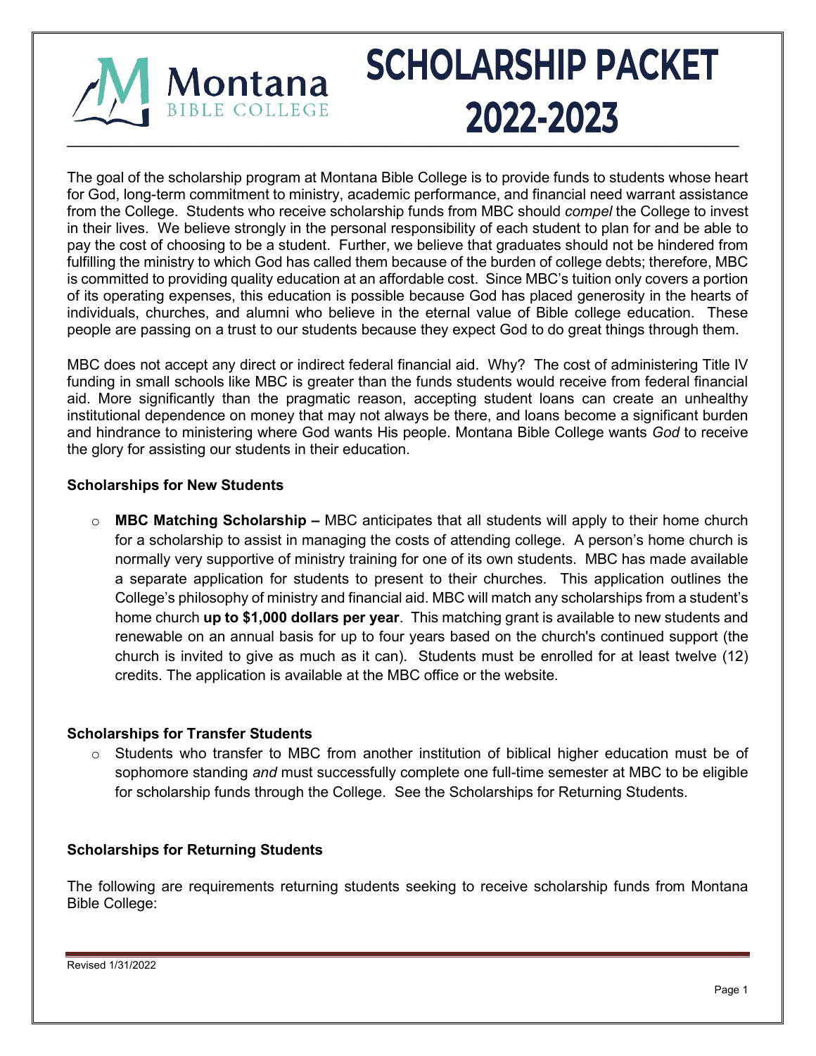# SCHOLARSHIP PACKET 2022-2023

Montana BIBLE COLLEGE

The goal of the scholarship program at Montana Bible College is to provide funds to students whose heart for God, long-term commitment to ministry, academic performance, and financial need warrant assistance from the College. Students who receive scholarship funds from MBC should *compel* the College to invest in their lives. We believe strongly in the personal responsibility of each student to plan for and be able to pay the cost of choosing to be a student. Further, we believe that graduates should not be hindered from fulfilling the ministry to which God has called them because of the burden of college debts; therefore, MBC is committed to providing quality education at an affordable cost. Since MBC's tuition only covers a portion of its operating expenses, this education is possible because God has placed generosity in the hearts of individuals, churches, and alumni who believe in the eternal value of Bible college education. These people are passing on a trust to our students because they expect God to do great things through them.

MBC does not accept any direct or indirect federal financial aid. Why? The cost of administering Title IV funding in small schools like MBC is greater than the funds students would receive from federal financial aid. More significantly than the pragmatic reason, accepting student loans can create an unhealthy institutional dependence on money that may not always be there, and loans become a significant burden and hindrance to ministering where God wants His people. Montana Bible College wants *God* to receive the glory for assisting our students in their education.

### Scholarships for New Students

- **MBC Matching Scholarship –** MBC anticipates that all students will apply to their home church for a scholarship to assist in managing the costs of attending college. A person's home church is normally very supportive of ministry training for one of its own students. MBC has made available a separate application for students to present to their churches. This application outlines the College's philosophy of ministry and financial aid. MBC will match any scholarships from a student's home church **up to $1,000 dollars per year**. This matching grant is available to new students and renewable on an annual basis for up to four years based on the church's continued support (the church is invited to give as much as it can). Students must be enrolled for at least twelve (12) credits. The application is available at the MBC office or the website.

### Scholarships for Transfer Students

- Students who transfer to MBC from another institution of biblical higher education must be of sophomore standing *and* must successfully complete one full-time semester at MBC to be eligible for scholarship funds through the College. See the Scholarships for Returning Students.

### Scholarships for Returning Students

The following are requirements returning students seeking to receive scholarship funds from Montana Bible College:

Revised 1/31/2022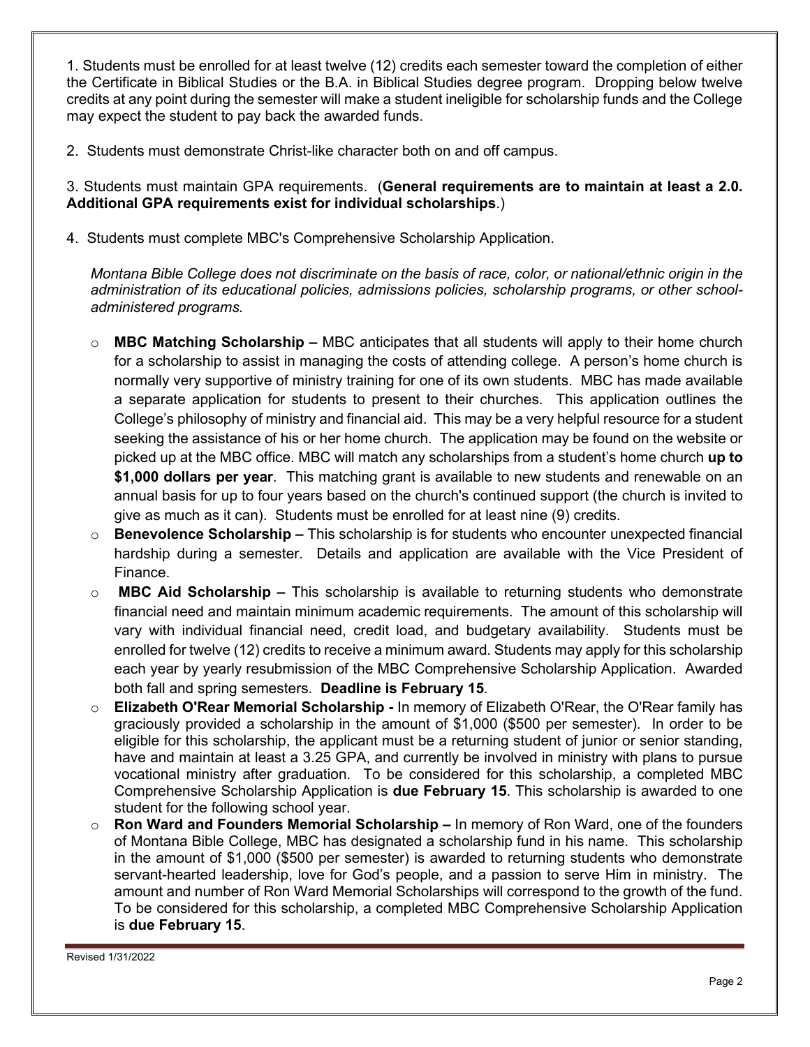1. Students must be enrolled for at least twelve (12) credits each semester toward the completion of either the Certificate in Biblical Studies or the B.A. in Biblical Studies degree program. Dropping below twelve credits at any point during the semester will make a student ineligible for scholarship funds and the College may expect the student to pay back the awarded funds.

2. Students must demonstrate Christ-like character both on and off campus.

3. Students must maintain GPA requirements. (**General requirements are to maintain at least a 2.0. Additional GPA requirements exist for individual scholarships**.)

4. Students must complete MBC's Comprehensive Scholarship Application.

*Montana Bible College does not discriminate on the basis of race, color, or national/ethnic origin in the administration of its educational policies, admissions policies, scholarship programs, or other school-administered programs.*

- **MBC Matching Scholarship –** MBC anticipates that all students will apply to their home church for a scholarship to assist in managing the costs of attending college. A person's home church is normally very supportive of ministry training for one of its own students. MBC has made available a separate application for students to present to their churches. This application outlines the College's philosophy of ministry and financial aid. This may be a very helpful resource for a student seeking the assistance of his or her home church. The application may be found on the website or picked up at the MBC office. MBC will match any scholarships from a student's home church **up to $1,000 dollars per year**. This matching grant is available to new students and renewable on an annual basis for up to four years based on the church's continued support (the church is invited to give as much as it can). Students must be enrolled for at least nine (9) credits.
- **Benevolence Scholarship –** This scholarship is for students who encounter unexpected financial hardship during a semester. Details and application are available with the Vice President of Finance.
- **MBC Aid Scholarship –** This scholarship is available to returning students who demonstrate financial need and maintain minimum academic requirements. The amount of this scholarship will vary with individual financial need, credit load, and budgetary availability. Students must be enrolled for twelve (12) credits to receive a minimum award. Students may apply for this scholarship each year by yearly resubmission of the MBC Comprehensive Scholarship Application. Awarded both fall and spring semesters. **Deadline is February 15**.
- **Elizabeth O'Rear Memorial Scholarship -** In memory of Elizabeth O'Rear, the O'Rear family has graciously provided a scholarship in the amount of $1,000 ($500 per semester). In order to be eligible for this scholarship, the applicant must be a returning student of junior or senior standing, have and maintain at least a 3.25 GPA, and currently be involved in ministry with plans to pursue vocational ministry after graduation. To be considered for this scholarship, a completed MBC Comprehensive Scholarship Application is **due February 15**. This scholarship is awarded to one student for the following school year.
- **Ron Ward and Founders Memorial Scholarship –** In memory of Ron Ward, one of the founders of Montana Bible College, MBC has designated a scholarship fund in his name. This scholarship in the amount of $1,000 ($500 per semester) is awarded to returning students who demonstrate servant-hearted leadership, love for God's people, and a passion to serve Him in ministry. The amount and number of Ron Ward Memorial Scholarships will correspond to the growth of the fund. To be considered for this scholarship, a completed MBC Comprehensive Scholarship Application is **due February 15**.

Revised 1/31/2022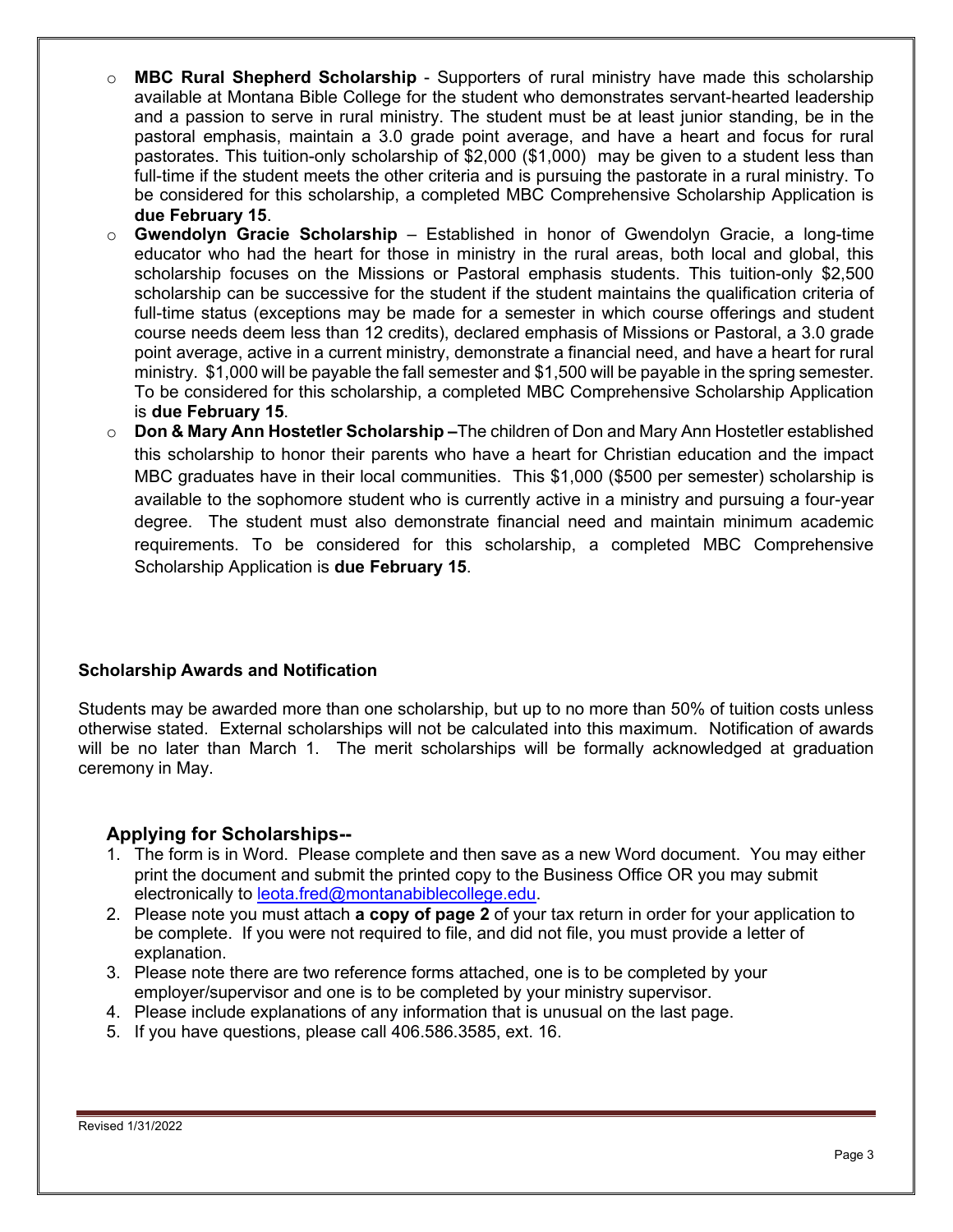- **MBC Rural Shepherd Scholarship** - Supporters of rural ministry have made this scholarship available at Montana Bible College for the student who demonstrates servant-hearted leadership and a passion to serve in rural ministry. The student must be at least junior standing, be in the pastoral emphasis, maintain a 3.0 grade point average, and have a heart and focus for rural pastorates. This tuition-only scholarship of $2,000 ($1,000) may be given to a student less than full-time if the student meets the other criteria and is pursuing the pastorate in a rural ministry. To be considered for this scholarship, a completed MBC Comprehensive Scholarship Application is **due February 15**.
- **Gwendolyn Gracie Scholarship** – Established in honor of Gwendolyn Gracie, a long-time educator who had the heart for those in ministry in the rural areas, both local and global, this scholarship focuses on the Missions or Pastoral emphasis students. This tuition-only $2,500 scholarship can be successive for the student if the student maintains the qualification criteria of full-time status (exceptions may be made for a semester in which course offerings and student course needs deem less than 12 credits), declared emphasis of Missions or Pastoral, a 3.0 grade point average, active in a current ministry, demonstrate a financial need, and have a heart for rural ministry. $1,000 will be payable the fall semester and $1,500 will be payable in the spring semester. To be considered for this scholarship, a completed MBC Comprehensive Scholarship Application is **due February 15**.
- **Don & Mary Ann Hostetler Scholarship –** The children of Don and Mary Ann Hostetler established this scholarship to honor their parents who have a heart for Christian education and the impact MBC graduates have in their local communities. This $1,000 ($500 per semester) scholarship is available to the sophomore student who is currently active in a ministry and pursuing a four-year degree. The student must also demonstrate financial need and maintain minimum academic requirements. To be considered for this scholarship, a completed MBC Comprehensive Scholarship Application is **due February 15**.

**Scholarship Awards and Notification**

Students may be awarded more than one scholarship, but up to no more than 50% of tuition costs unless otherwise stated. External scholarships will not be calculated into this maximum. Notification of awards will be no later than March 1. The merit scholarships will be formally acknowledged at graduation ceremony in May.

## Applying for Scholarships--

1. The form is in Word. Please complete and then save as a new Word document. You may either print the document and submit the printed copy to the Business Office OR you may submit electronically to leota.fred@montanabiblecollege.edu.
2. Please note you must attach **a copy of page 2** of your tax return in order for your application to be complete. If you were not required to file, and did not file, you must provide a letter of explanation.
3. Please note there are two reference forms attached, one is to be completed by your employer/supervisor and one is to be completed by your ministry supervisor.
4. Please include explanations of any information that is unusual on the last page.
5. If you have questions, please call 406.586.3585, ext. 16.

Revised 1/31/2022